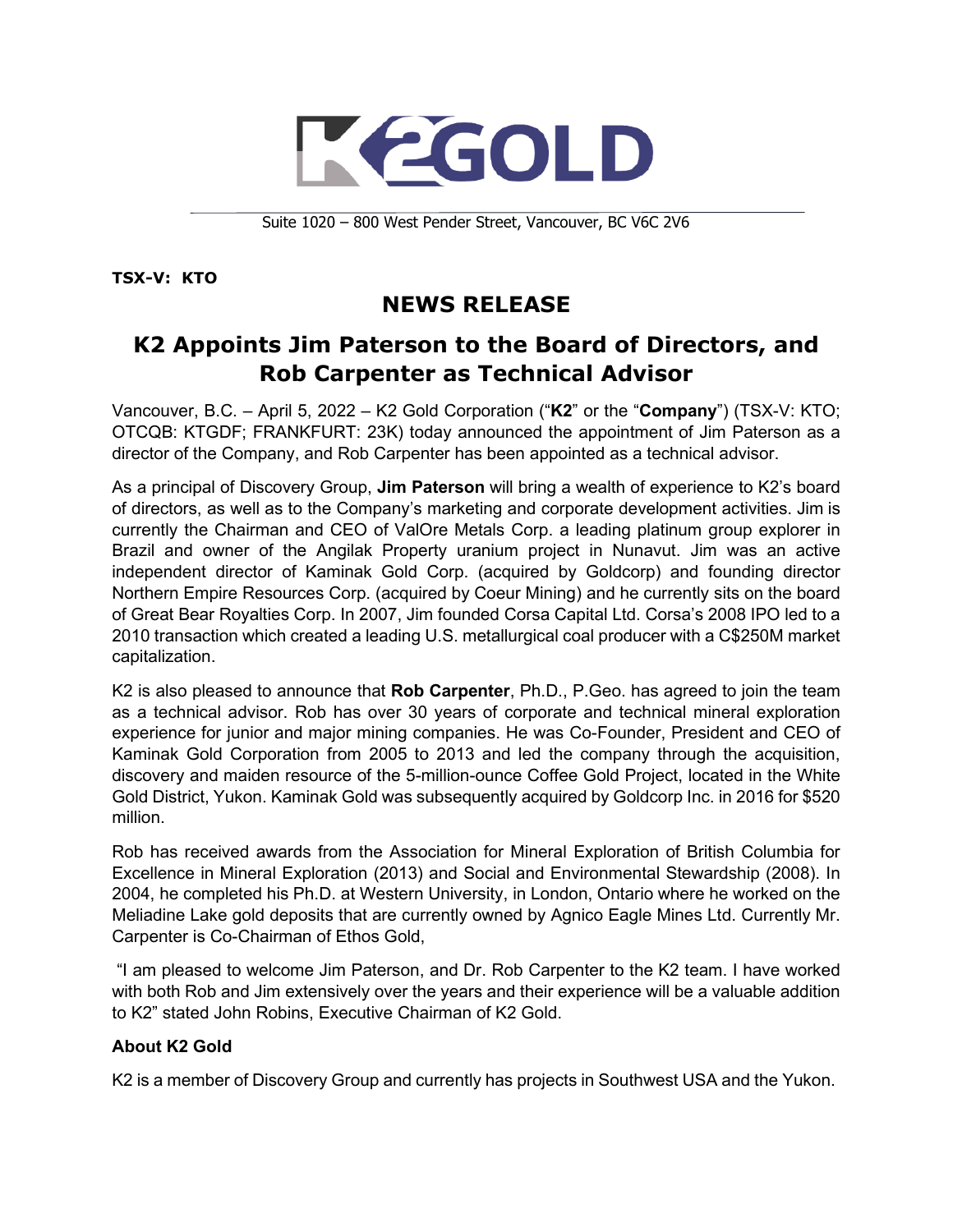# K2GOLD

Suite 1020 – 800 West Pender Street, Vancouver, BC V6C 2V6

**TSX-V: KTO**

## NEWS RELEASE

## K2 Appoints Jim Paterson to the Board of Directors, and Rob Carpenter as Technical Advisor

Vancouver, B.C. – April 5, 2022 – K2 Gold Corporation ("**K2**" or the "**Company**") (TSX-V: KTO; OTCQB: KTGDF; FRANKFURT: 23K) today announced the appointment of Jim Paterson as a director of the Company, and Rob Carpenter has been appointed as a technical advisor.

As a principal of Discovery Group, **Jim Paterson** will bring a wealth of experience to K2's board of directors, as well as to the Company's marketing and corporate development activities. Jim is currently the Chairman and CEO of ValOre Metals Corp. a leading platinum group explorer in Brazil and owner of the Angilak Property uranium project in Nunavut. Jim was an active independent director of Kaminak Gold Corp. (acquired by Goldcorp) and founding director Northern Empire Resources Corp. (acquired by Coeur Mining) and he currently sits on the board of Great Bear Royalties Corp. In 2007, Jim founded Corsa Capital Ltd. Corsa's 2008 IPO led to a 2010 transaction which created a leading U.S. metallurgical coal producer with a C$250M market capitalization.

K2 is also pleased to announce that **Rob Carpenter**, Ph.D., P.Geo. has agreed to join the team as a technical advisor. Rob has over 30 years of corporate and technical mineral exploration experience for junior and major mining companies. He was Co-Founder, President and CEO of Kaminak Gold Corporation from 2005 to 2013 and led the company through the acquisition, discovery and maiden resource of the 5-million-ounce Coffee Gold Project, located in the White Gold District, Yukon. Kaminak Gold was subsequently acquired by Goldcorp Inc. in 2016 for $520 million.

Rob has received awards from the Association for Mineral Exploration of British Columbia for Excellence in Mineral Exploration (2013) and Social and Environmental Stewardship (2008). In 2004, he completed his Ph.D. at Western University, in London, Ontario where he worked on the Meliadine Lake gold deposits that are currently owned by Agnico Eagle Mines Ltd. Currently Mr. Carpenter is Co-Chairman of Ethos Gold,

"I am pleased to welcome Jim Paterson, and Dr. Rob Carpenter to the K2 team. I have worked with both Rob and Jim extensively over the years and their experience will be a valuable addition to K2" stated John Robins, Executive Chairman of K2 Gold.

### About K2 Gold

K2 is a member of Discovery Group and currently has projects in Southwest USA and the Yukon.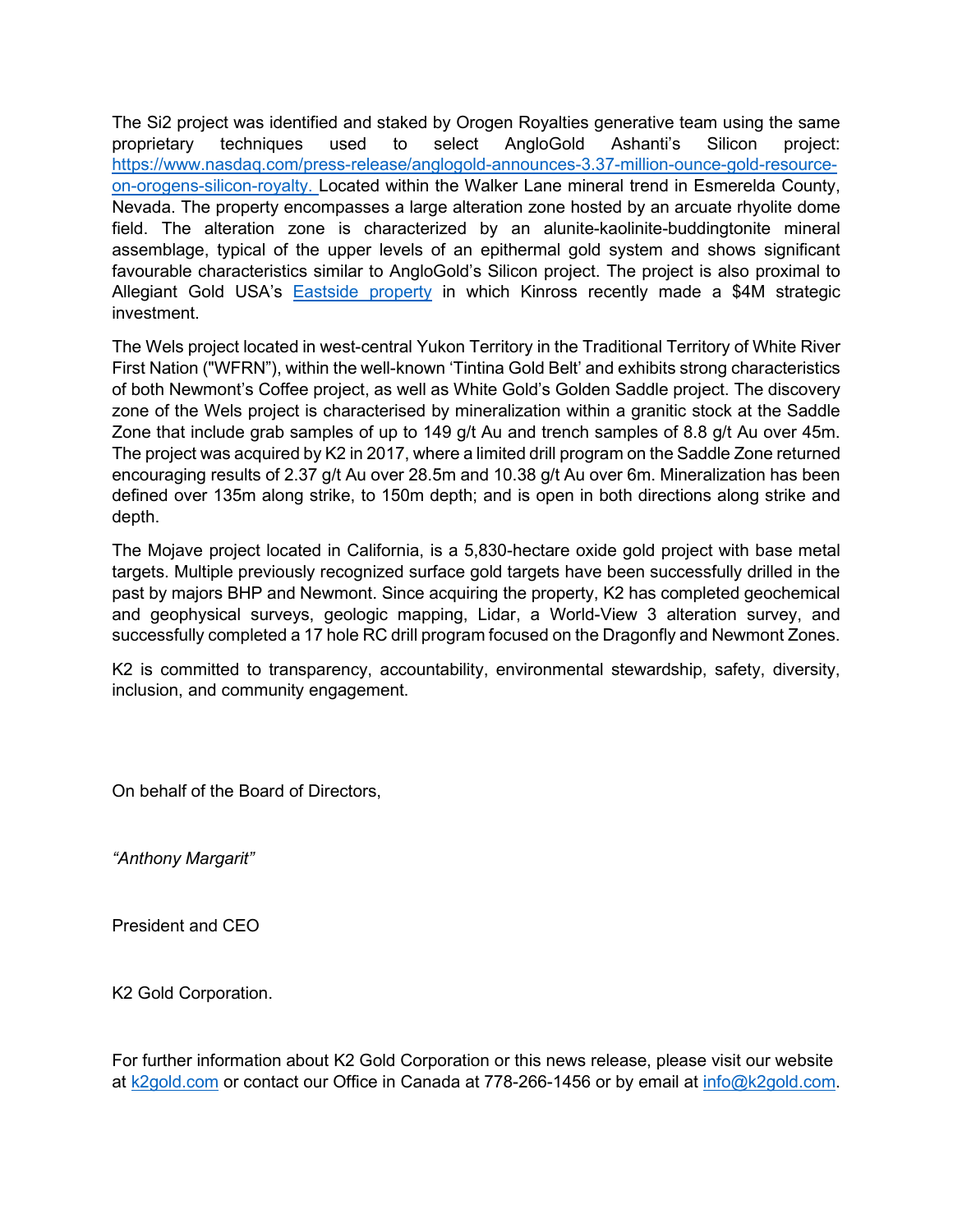The Si2 project was identified and staked by Orogen Royalties generative team using the same proprietary techniques used to select AngloGold Ashanti's Silicon project: [https://www.nasdaq.com/press-release/anglogold-announces-3.37-million-ounce-gold-resource-on-orogens-silicon-royalty.](https://www.nasdaq.com/press-release/anglogold-announces-3.37-million-ounce-gold-resource-on-orogens-silicon-royalty.) Located within the Walker Lane mineral trend in Esmerelda County, Nevada. The property encompasses a large alteration zone hosted by an arcuate rhyolite dome field. The alteration zone is characterized by an alunite-kaolinite-buddingtonite mineral assemblage, typical of the upper levels of an epithermal gold system and shows significant favourable characteristics similar to AngloGold's Silicon project. The project is also proximal to Allegiant Gold USA's [Eastside property](#) in which Kinross recently made a $4M strategic investment.

The Wels project located in west-central Yukon Territory in the Traditional Territory of White River First Nation ("WFRN"), within the well-known 'Tintina Gold Belt' and exhibits strong characteristics of both Newmont's Coffee project, as well as White Gold's Golden Saddle project. The discovery zone of the Wels project is characterised by mineralization within a granitic stock at the Saddle Zone that include grab samples of up to 149 g/t Au and trench samples of 8.8 g/t Au over 45m. The project was acquired by K2 in 2017, where a limited drill program on the Saddle Zone returned encouraging results of 2.37 g/t Au over 28.5m and 10.38 g/t Au over 6m. Mineralization has been defined over 135m along strike, to 150m depth; and is open in both directions along strike and depth.

The Mojave project located in California, is a 5,830-hectare oxide gold project with base metal targets. Multiple previously recognized surface gold targets have been successfully drilled in the past by majors BHP and Newmont. Since acquiring the property, K2 has completed geochemical and geophysical surveys, geologic mapping, Lidar, a World-View 3 alteration survey, and successfully completed a 17 hole RC drill program focused on the Dragonfly and Newmont Zones.

K2 is committed to transparency, accountability, environmental stewardship, safety, diversity, inclusion, and community engagement.

On behalf of the Board of Directors,

*"Anthony Margarit"*

President and CEO

K2 Gold Corporation.

For further information about K2 Gold Corporation or this news release, please visit our website at [k2gold.com](http://k2gold.com) or contact our Office in Canada at 778-266-1456 or by email at [info@k2gold.com](mailto:info@k2gold.com).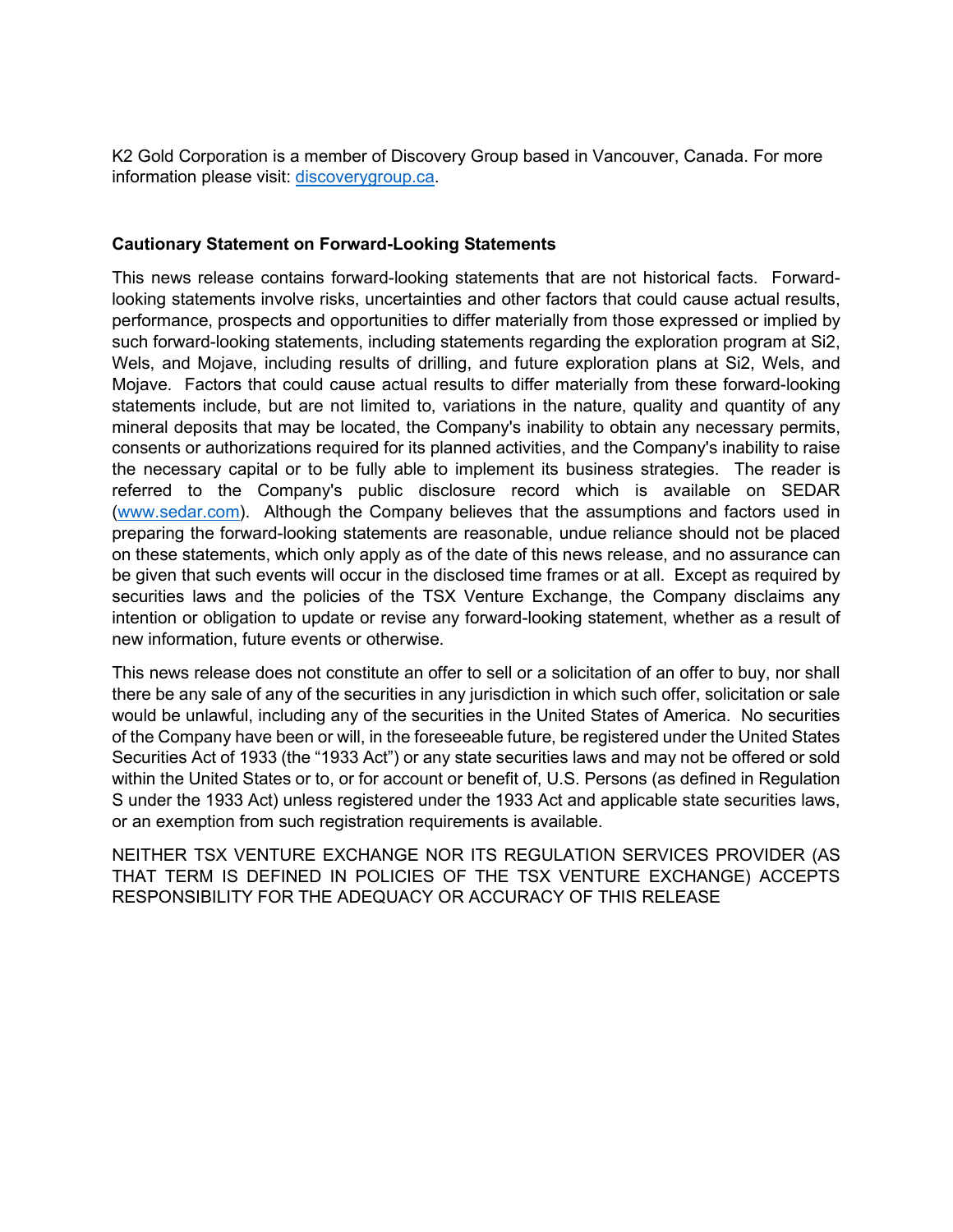K2 Gold Corporation is a member of Discovery Group based in Vancouver, Canada. For more information please visit: [discoverygroup.ca](discoverygroup.ca).

**Cautionary Statement on Forward-Looking Statements**

This news release contains forward-looking statements that are not historical facts. Forward-looking statements involve risks, uncertainties and other factors that could cause actual results, performance, prospects and opportunities to differ materially from those expressed or implied by such forward-looking statements, including statements regarding the exploration program at Si2, Wels, and Mojave, including results of drilling, and future exploration plans at Si2, Wels, and Mojave. Factors that could cause actual results to differ materially from these forward-looking statements include, but are not limited to, variations in the nature, quality and quantity of any mineral deposits that may be located, the Company's inability to obtain any necessary permits, consents or authorizations required for its planned activities, and the Company's inability to raise the necessary capital or to be fully able to implement its business strategies. The reader is referred to the Company's public disclosure record which is available on SEDAR ([www.sedar.com](www.sedar.com)). Although the Company believes that the assumptions and factors used in preparing the forward-looking statements are reasonable, undue reliance should not be placed on these statements, which only apply as of the date of this news release, and no assurance can be given that such events will occur in the disclosed time frames or at all. Except as required by securities laws and the policies of the TSX Venture Exchange, the Company disclaims any intention or obligation to update or revise any forward-looking statement, whether as a result of new information, future events or otherwise.

This news release does not constitute an offer to sell or a solicitation of an offer to buy, nor shall there be any sale of any of the securities in any jurisdiction in which such offer, solicitation or sale would be unlawful, including any of the securities in the United States of America. No securities of the Company have been or will, in the foreseeable future, be registered under the United States Securities Act of 1933 (the "1933 Act") or any state securities laws and may not be offered or sold within the United States or to, or for account or benefit of, U.S. Persons (as defined in Regulation S under the 1933 Act) unless registered under the 1933 Act and applicable state securities laws, or an exemption from such registration requirements is available.

NEITHER TSX VENTURE EXCHANGE NOR ITS REGULATION SERVICES PROVIDER (AS THAT TERM IS DEFINED IN POLICIES OF THE TSX VENTURE EXCHANGE) ACCEPTS RESPONSIBILITY FOR THE ADEQUACY OR ACCURACY OF THIS RELEASE